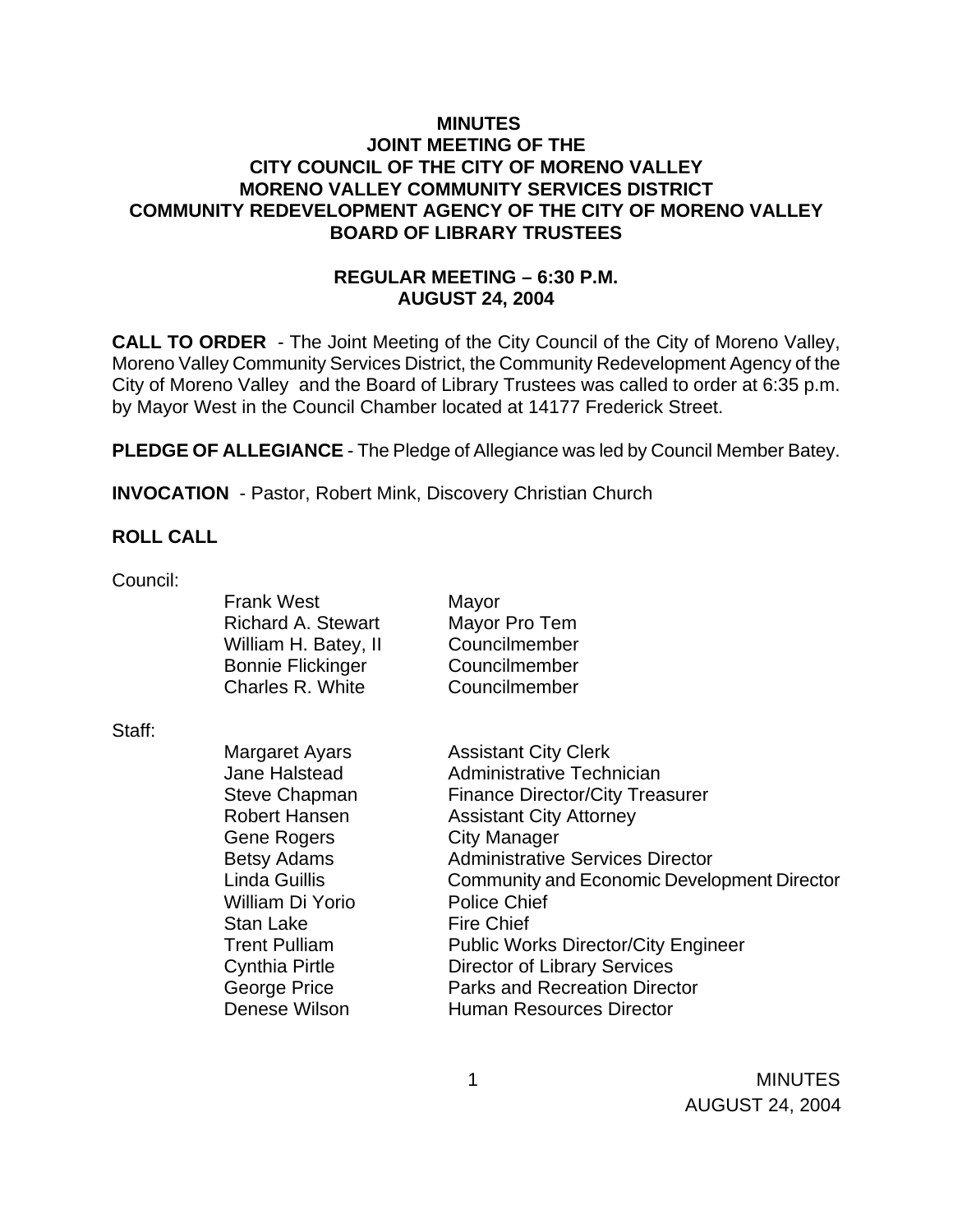**MINUTES**
**JOINT MEETING OF THE**
**CITY COUNCIL OF THE CITY OF MORENO VALLEY**
**MORENO VALLEY COMMUNITY SERVICES DISTRICT**
**COMMUNITY REDEVELOPMENT AGENCY OF THE CITY OF MORENO VALLEY**
**BOARD OF LIBRARY TRUSTEES**

**REGULAR MEETING – 6:30 P.M.**
**AUGUST 24, 2004**

**CALL TO ORDER** - The Joint Meeting of the City Council of the City of Moreno Valley, Moreno Valley Community Services District, the Community Redevelopment Agency of the City of Moreno Valley and the Board of Library Trustees was called to order at 6:35 p.m. by Mayor West in the Council Chamber located at 14177 Frederick Street.

**PLEDGE OF ALLEGIANCE** - The Pledge of Allegiance was led by Council Member Batey.

**INVOCATION** - Pastor, Robert Mink, Discovery Christian Church

**ROLL CALL**

Council:

| | |
|---|---|
| Frank West | Mayor |
| Richard A. Stewart | Mayor Pro Tem |
| William H. Batey, II | Councilmember |
| Bonnie Flickinger | Councilmember |
| Charles R. White | Councilmember |

Staff:

| | |
|---|---|
| Margaret Ayars | Assistant City Clerk |
| Jane Halstead | Administrative Technician |
| Steve Chapman | Finance Director/City Treasurer |
| Robert Hansen | Assistant City Attorney |
| Gene Rogers | City Manager |
| Betsy Adams | Administrative Services Director |
| Linda Guillis | Community and Economic Development Director |
| William Di Yorio | Police Chief |
| Stan Lake | Fire Chief |
| Trent Pulliam | Public Works Director/City Engineer |
| Cynthia Pirtle | Director of Library Services |
| George Price | Parks and Recreation Director |
| Denese Wilson | Human Resources Director |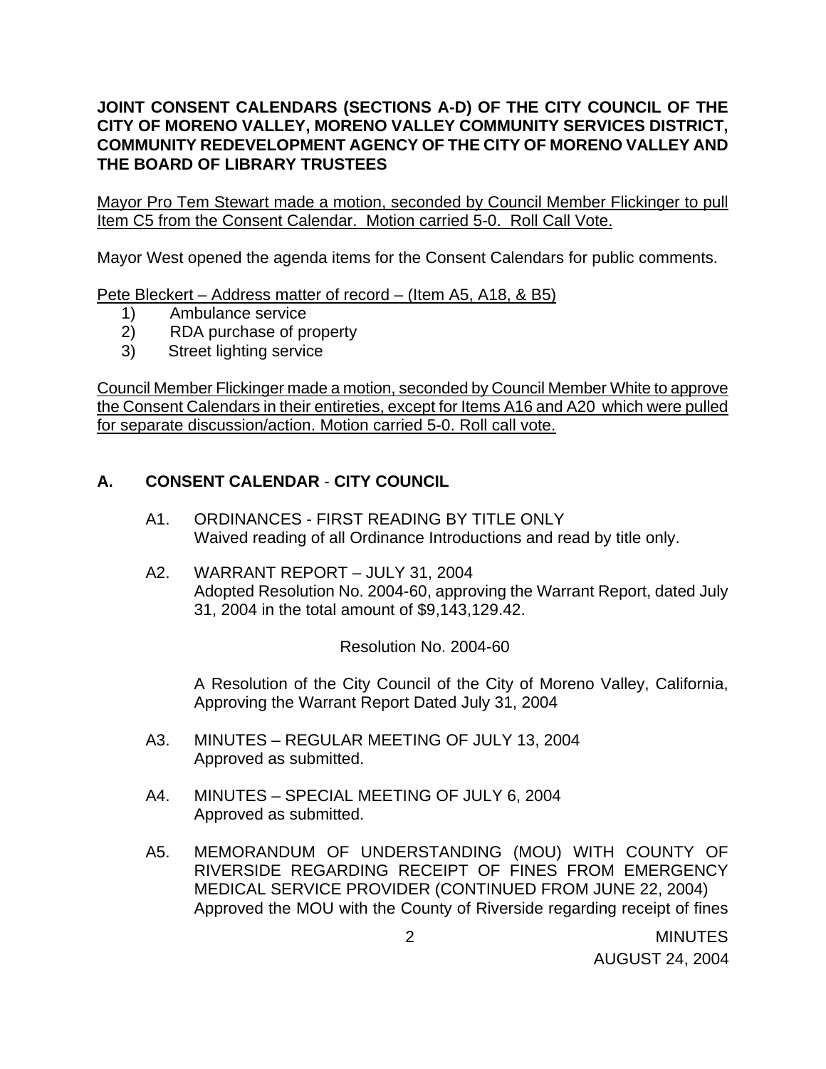**JOINT CONSENT CALENDARS (SECTIONS A-D) OF THE CITY COUNCIL OF THE CITY OF MORENO VALLEY, MORENO VALLEY COMMUNITY SERVICES DISTRICT, COMMUNITY REDEVELOPMENT AGENCY OF THE CITY OF MORENO VALLEY AND THE BOARD OF LIBRARY TRUSTEES**

<u>Mayor Pro Tem Stewart made a motion, seconded by Council Member Flickinger to pull Item C5 from the Consent Calendar. Motion carried 5-0. Roll Call Vote.</u>

Mayor West opened the agenda items for the Consent Calendars for public comments.

<u>Pete Bleckert – Address matter of record – (Item A5, A18, & B5)</u>

1) Ambulance service
2) RDA purchase of property
3) Street lighting service

<u>Council Member Flickinger made a motion, seconded by Council Member White to approve the Consent Calendars in their entireties, except for Items A16 and A20 which were pulled for separate discussion/action. Motion carried 5-0. Roll call vote.</u>

## A. CONSENT CALENDAR - CITY COUNCIL

A1. ORDINANCES - FIRST READING BY TITLE ONLY
Waived reading of all Ordinance Introductions and read by title only.

A2. WARRANT REPORT – JULY 31, 2004
Adopted Resolution No. 2004-60, approving the Warrant Report, dated July 31, 2004 in the total amount of $9,143,129.42.

Resolution No. 2004-60

A Resolution of the City Council of the City of Moreno Valley, California, Approving the Warrant Report Dated July 31, 2004

A3. MINUTES – REGULAR MEETING OF JULY 13, 2004
Approved as submitted.

A4. MINUTES – SPECIAL MEETING OF JULY 6, 2004
Approved as submitted.

A5. MEMORANDUM OF UNDERSTANDING (MOU) WITH COUNTY OF RIVERSIDE REGARDING RECEIPT OF FINES FROM EMERGENCY MEDICAL SERVICE PROVIDER (CONTINUED FROM JUNE 22, 2004)
Approved the MOU with the County of Riverside regarding receipt of fines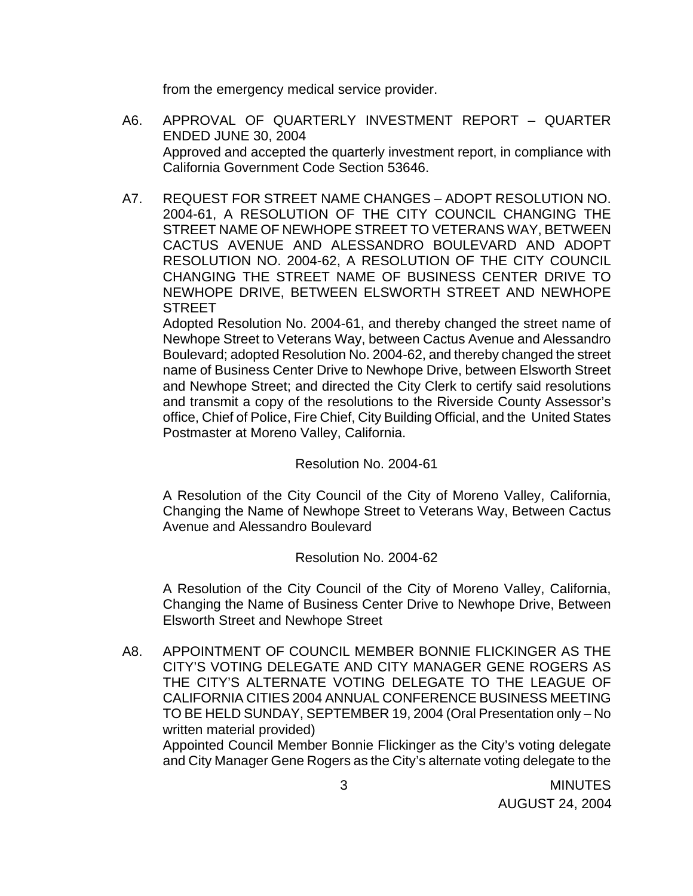from the emergency medical service provider.

A6. APPROVAL OF QUARTERLY INVESTMENT REPORT – QUARTER ENDED JUNE 30, 2004
Approved and accepted the quarterly investment report, in compliance with California Government Code Section 53646.

A7. REQUEST FOR STREET NAME CHANGES – ADOPT RESOLUTION NO. 2004-61, A RESOLUTION OF THE CITY COUNCIL CHANGING THE STREET NAME OF NEWHOPE STREET TO VETERANS WAY, BETWEEN CACTUS AVENUE AND ALESSANDRO BOULEVARD AND ADOPT RESOLUTION NO. 2004-62, A RESOLUTION OF THE CITY COUNCIL CHANGING THE STREET NAME OF BUSINESS CENTER DRIVE TO NEWHOPE DRIVE, BETWEEN ELSWORTH STREET AND NEWHOPE STREET
Adopted Resolution No. 2004-61, and thereby changed the street name of Newhope Street to Veterans Way, between Cactus Avenue and Alessandro Boulevard; adopted Resolution No. 2004-62, and thereby changed the street name of Business Center Drive to Newhope Drive, between Elsworth Street and Newhope Street; and directed the City Clerk to certify said resolutions and transmit a copy of the resolutions to the Riverside County Assessor's office, Chief of Police, Fire Chief, City Building Official, and the United States Postmaster at Moreno Valley, California.

Resolution No. 2004-61

A Resolution of the City Council of the City of Moreno Valley, California, Changing the Name of Newhope Street to Veterans Way, Between Cactus Avenue and Alessandro Boulevard

Resolution No. 2004-62

A Resolution of the City Council of the City of Moreno Valley, California, Changing the Name of Business Center Drive to Newhope Drive, Between Elsworth Street and Newhope Street

A8. APPOINTMENT OF COUNCIL MEMBER BONNIE FLICKINGER AS THE CITY'S VOTING DELEGATE AND CITY MANAGER GENE ROGERS AS THE CITY'S ALTERNATE VOTING DELEGATE TO THE LEAGUE OF CALIFORNIA CITIES 2004 ANNUAL CONFERENCE BUSINESS MEETING TO BE HELD SUNDAY, SEPTEMBER 19, 2004 (Oral Presentation only – No written material provided)
Appointed Council Member Bonnie Flickinger as the City's voting delegate and City Manager Gene Rogers as the City's alternate voting delegate to the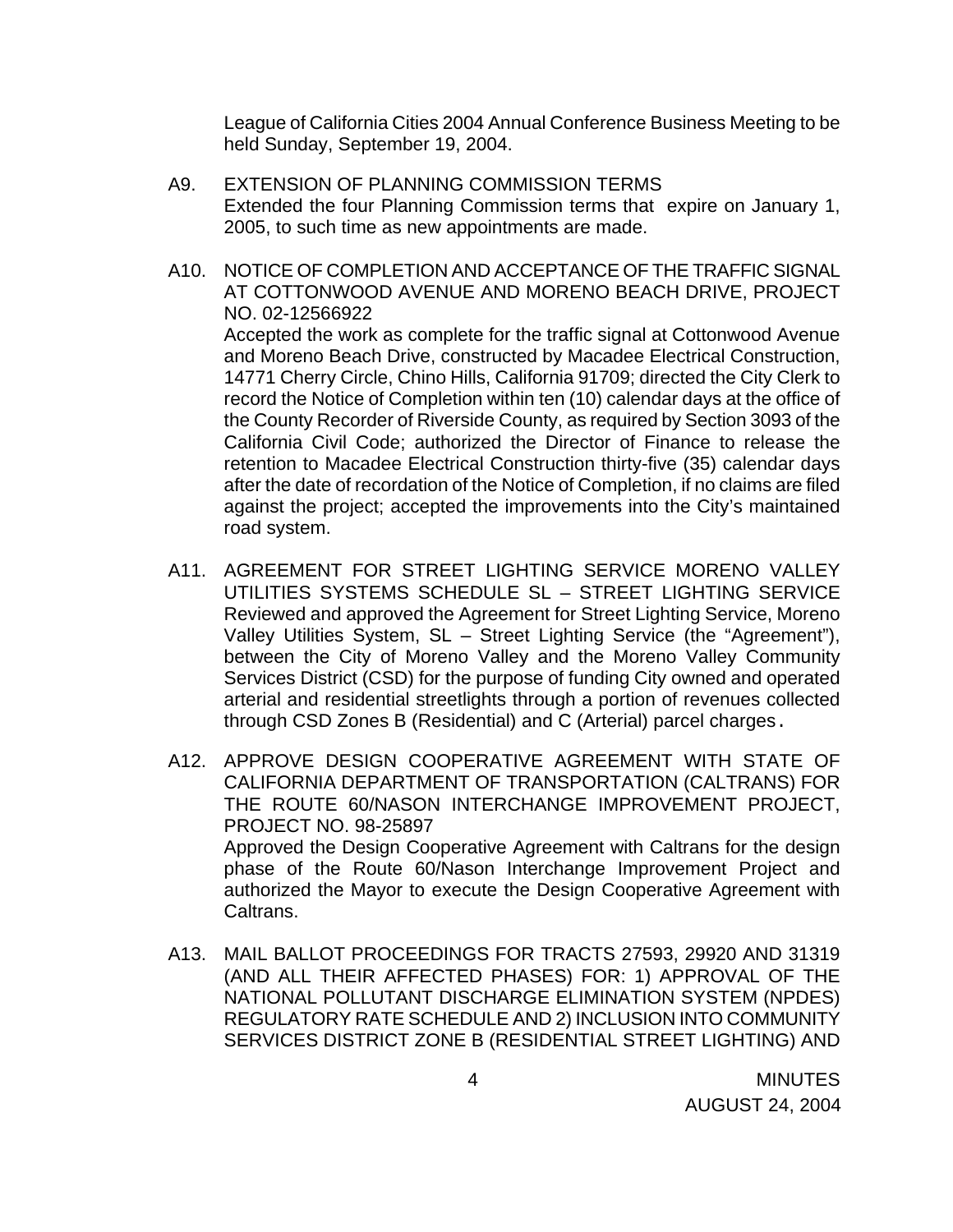League of California Cities 2004 Annual Conference Business Meeting to be held Sunday, September 19, 2004.

A9. EXTENSION OF PLANNING COMMISSION TERMS
Extended the four Planning Commission terms that expire on January 1, 2005, to such time as new appointments are made.

A10. NOTICE OF COMPLETION AND ACCEPTANCE OF THE TRAFFIC SIGNAL AT COTTONWOOD AVENUE AND MORENO BEACH DRIVE, PROJECT NO. 02-12566922
Accepted the work as complete for the traffic signal at Cottonwood Avenue and Moreno Beach Drive, constructed by Macadee Electrical Construction, 14771 Cherry Circle, Chino Hills, California 91709; directed the City Clerk to record the Notice of Completion within ten (10) calendar days at the office of the County Recorder of Riverside County, as required by Section 3093 of the California Civil Code; authorized the Director of Finance to release the retention to Macadee Electrical Construction thirty-five (35) calendar days after the date of recordation of the Notice of Completion, if no claims are filed against the project; accepted the improvements into the City's maintained road system.

A11. AGREEMENT FOR STREET LIGHTING SERVICE MORENO VALLEY UTILITIES SYSTEMS SCHEDULE SL – STREET LIGHTING SERVICE
Reviewed and approved the Agreement for Street Lighting Service, Moreno Valley Utilities System, SL – Street Lighting Service (the "Agreement"), between the City of Moreno Valley and the Moreno Valley Community Services District (CSD) for the purpose of funding City owned and operated arterial and residential streetlights through a portion of revenues collected through CSD Zones B (Residential) and C (Arterial) parcel charges.

A12. APPROVE DESIGN COOPERATIVE AGREEMENT WITH STATE OF CALIFORNIA DEPARTMENT OF TRANSPORTATION (CALTRANS) FOR THE ROUTE 60/NASON INTERCHANGE IMPROVEMENT PROJECT, PROJECT NO. 98-25897
Approved the Design Cooperative Agreement with Caltrans for the design phase of the Route 60/Nason Interchange Improvement Project and authorized the Mayor to execute the Design Cooperative Agreement with Caltrans.

A13. MAIL BALLOT PROCEEDINGS FOR TRACTS 27593, 29920 AND 31319 (AND ALL THEIR AFFECTED PHASES) FOR: 1) APPROVAL OF THE NATIONAL POLLUTANT DISCHARGE ELIMINATION SYSTEM (NPDES) REGULATORY RATE SCHEDULE AND 2) INCLUSION INTO COMMUNITY SERVICES DISTRICT ZONE B (RESIDENTIAL STREET LIGHTING) AND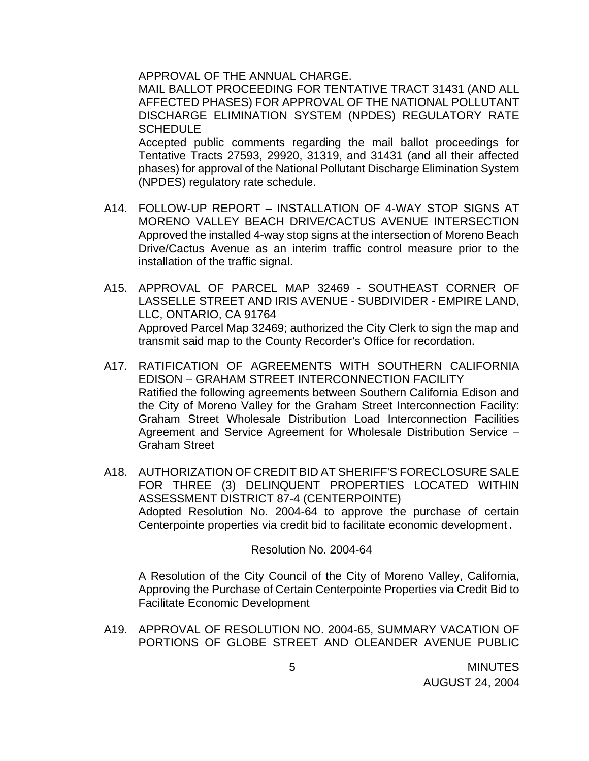APPROVAL OF THE ANNUAL CHARGE.

MAIL BALLOT PROCEEDING FOR TENTATIVE TRACT 31431 (AND ALL AFFECTED PHASES) FOR APPROVAL OF THE NATIONAL POLLUTANT DISCHARGE ELIMINATION SYSTEM (NPDES) REGULATORY RATE SCHEDULE

Accepted public comments regarding the mail ballot proceedings for Tentative Tracts 27593, 29920, 31319, and 31431 (and all their affected phases) for approval of the National Pollutant Discharge Elimination System (NPDES) regulatory rate schedule.

A14. FOLLOW-UP REPORT – INSTALLATION OF 4-WAY STOP SIGNS AT MORENO VALLEY BEACH DRIVE/CACTUS AVENUE INTERSECTION
Approved the installed 4-way stop signs at the intersection of Moreno Beach Drive/Cactus Avenue as an interim traffic control measure prior to the installation of the traffic signal.

A15. APPROVAL OF PARCEL MAP 32469 - SOUTHEAST CORNER OF LASSELLE STREET AND IRIS AVENUE - SUBDIVIDER - EMPIRE LAND, LLC, ONTARIO, CA 91764
Approved Parcel Map 32469; authorized the City Clerk to sign the map and transmit said map to the County Recorder's Office for recordation.

A17. RATIFICATION OF AGREEMENTS WITH SOUTHERN CALIFORNIA EDISON – GRAHAM STREET INTERCONNECTION FACILITY
Ratified the following agreements between Southern California Edison and the City of Moreno Valley for the Graham Street Interconnection Facility: Graham Street Wholesale Distribution Load Interconnection Facilities Agreement and Service Agreement for Wholesale Distribution Service – Graham Street

A18. AUTHORIZATION OF CREDIT BID AT SHERIFF'S FORECLOSURE SALE FOR THREE (3) DELINQUENT PROPERTIES LOCATED WITHIN ASSESSMENT DISTRICT 87-4 (CENTERPOINTE)
Adopted Resolution No. 2004-64 to approve the purchase of certain Centerpointe properties via credit bid to facilitate economic development.

Resolution No. 2004-64

A Resolution of the City Council of the City of Moreno Valley, California, Approving the Purchase of Certain Centerpointe Properties via Credit Bid to Facilitate Economic Development

A19. APPROVAL OF RESOLUTION NO. 2004-65, SUMMARY VACATION OF PORTIONS OF GLOBE STREET AND OLEANDER AVENUE PUBLIC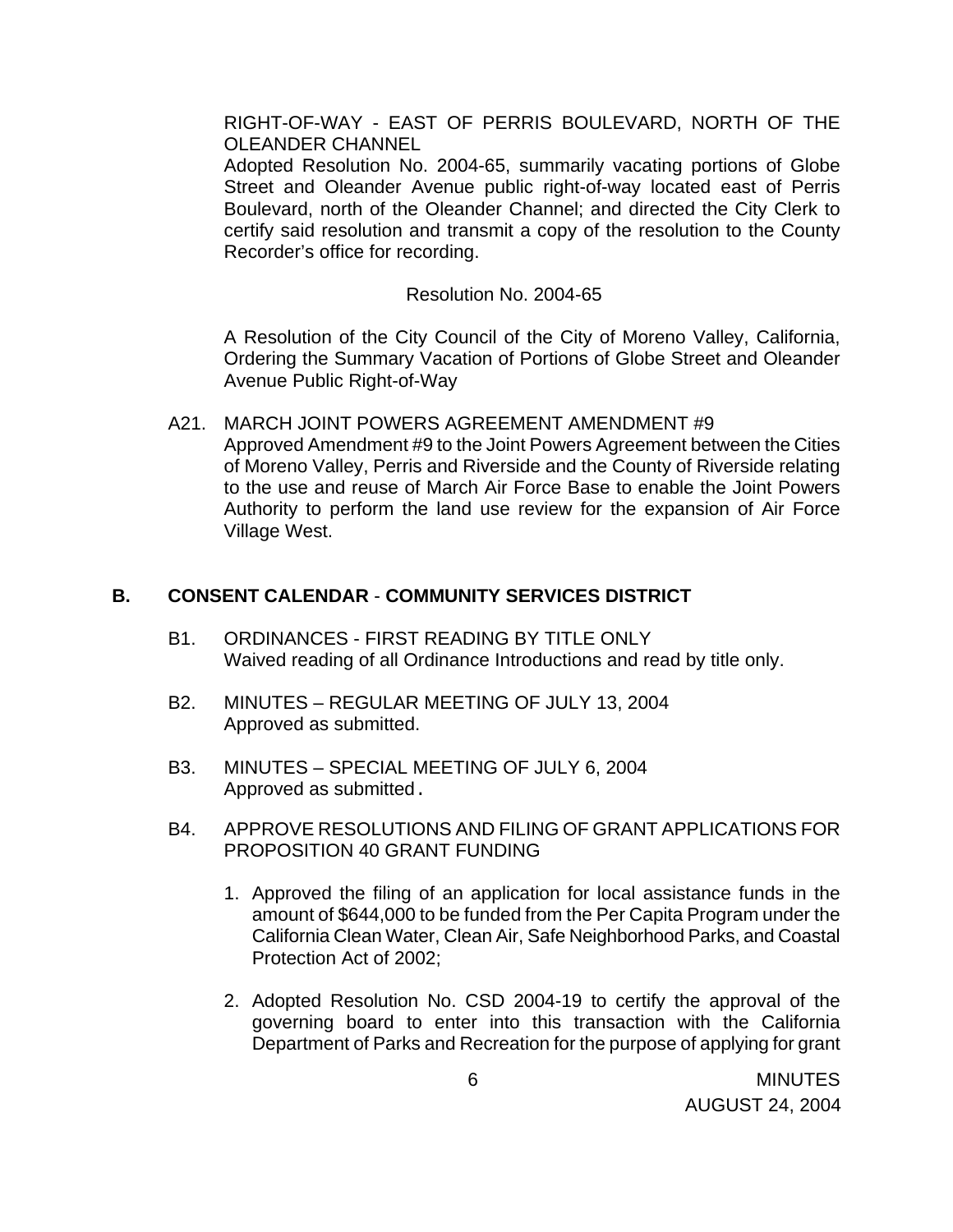RIGHT-OF-WAY - EAST OF PERRIS BOULEVARD, NORTH OF THE OLEANDER CHANNEL
Adopted Resolution No. 2004-65, summarily vacating portions of Globe Street and Oleander Avenue public right-of-way located east of Perris Boulevard, north of the Oleander Channel; and directed the City Clerk to certify said resolution and transmit a copy of the resolution to the County Recorder's office for recording.

Resolution No. 2004-65

A Resolution of the City Council of the City of Moreno Valley, California, Ordering the Summary Vacation of Portions of Globe Street and Oleander Avenue Public Right-of-Way

A21. MARCH JOINT POWERS AGREEMENT AMENDMENT #9
Approved Amendment #9 to the Joint Powers Agreement between the Cities of Moreno Valley, Perris and Riverside and the County of Riverside relating to the use and reuse of March Air Force Base to enable the Joint Powers Authority to perform the land use review for the expansion of Air Force Village West.

## B. CONSENT CALENDAR - COMMUNITY SERVICES DISTRICT

B1. ORDINANCES - FIRST READING BY TITLE ONLY
Waived reading of all Ordinance Introductions and read by title only.

B2. MINUTES – REGULAR MEETING OF JULY 13, 2004
Approved as submitted.

B3. MINUTES – SPECIAL MEETING OF JULY 6, 2004
Approved as submitted.

B4. APPROVE RESOLUTIONS AND FILING OF GRANT APPLICATIONS FOR PROPOSITION 40 GRANT FUNDING

1. Approved the filing of an application for local assistance funds in the amount of $644,000 to be funded from the Per Capita Program under the California Clean Water, Clean Air, Safe Neighborhood Parks, and Coastal Protection Act of 2002;

2. Adopted Resolution No. CSD 2004-19 to certify the approval of the governing board to enter into this transaction with the California Department of Parks and Recreation for the purpose of applying for grant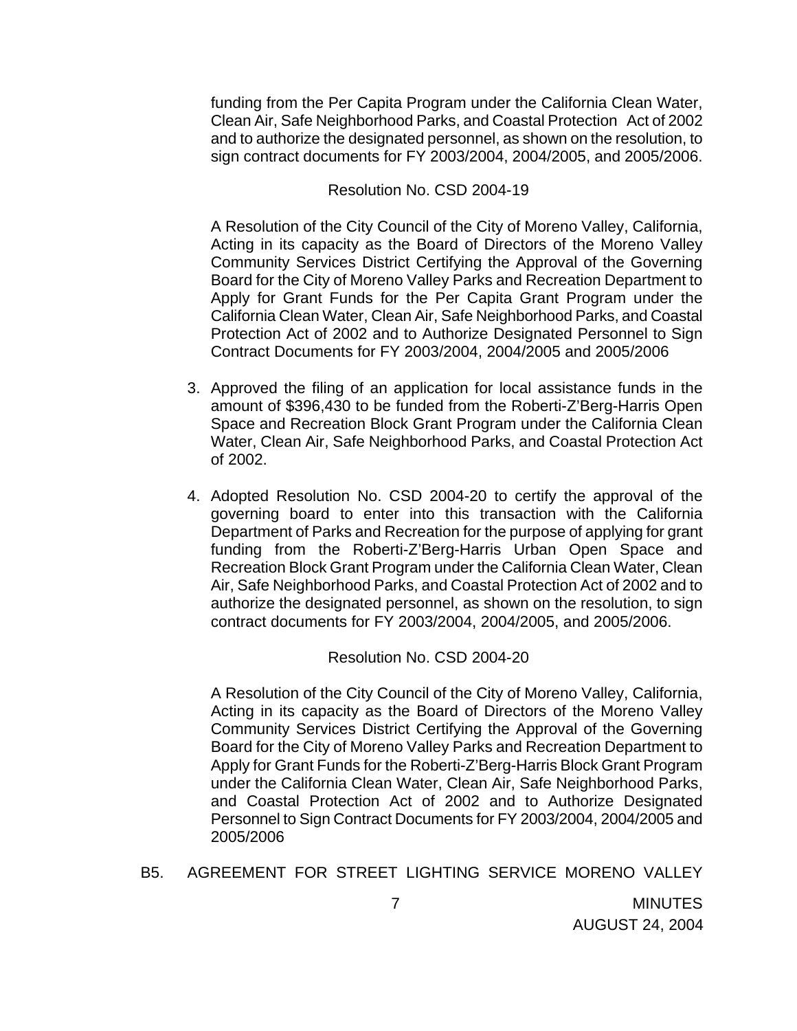funding from the Per Capita Program under the California Clean Water, Clean Air, Safe Neighborhood Parks, and Coastal Protection Act of 2002 and to authorize the designated personnel, as shown on the resolution, to sign contract documents for FY 2003/2004, 2004/2005, and 2005/2006.

Resolution No. CSD 2004-19

A Resolution of the City Council of the City of Moreno Valley, California, Acting in its capacity as the Board of Directors of the Moreno Valley Community Services District Certifying the Approval of the Governing Board for the City of Moreno Valley Parks and Recreation Department to Apply for Grant Funds for the Per Capita Grant Program under the California Clean Water, Clean Air, Safe Neighborhood Parks, and Coastal Protection Act of 2002 and to Authorize Designated Personnel to Sign Contract Documents for FY 2003/2004, 2004/2005 and 2005/2006

3. Approved the filing of an application for local assistance funds in the amount of $396,430 to be funded from the Roberti-Z'Berg-Harris Open Space and Recreation Block Grant Program under the California Clean Water, Clean Air, Safe Neighborhood Parks, and Coastal Protection Act of 2002.

4. Adopted Resolution No. CSD 2004-20 to certify the approval of the governing board to enter into this transaction with the California Department of Parks and Recreation for the purpose of applying for grant funding from the Roberti-Z'Berg-Harris Urban Open Space and Recreation Block Grant Program under the California Clean Water, Clean Air, Safe Neighborhood Parks, and Coastal Protection Act of 2002 and to authorize the designated personnel, as shown on the resolution, to sign contract documents for FY 2003/2004, 2004/2005, and 2005/2006.

Resolution No. CSD 2004-20

A Resolution of the City Council of the City of Moreno Valley, California, Acting in its capacity as the Board of Directors of the Moreno Valley Community Services District Certifying the Approval of the Governing Board for the City of Moreno Valley Parks and Recreation Department to Apply for Grant Funds for the Roberti-Z'Berg-Harris Block Grant Program under the California Clean Water, Clean Air, Safe Neighborhood Parks, and Coastal Protection Act of 2002 and to Authorize Designated Personnel to Sign Contract Documents for FY 2003/2004, 2004/2005 and 2005/2006

B5. AGREEMENT FOR STREET LIGHTING SERVICE MORENO VALLEY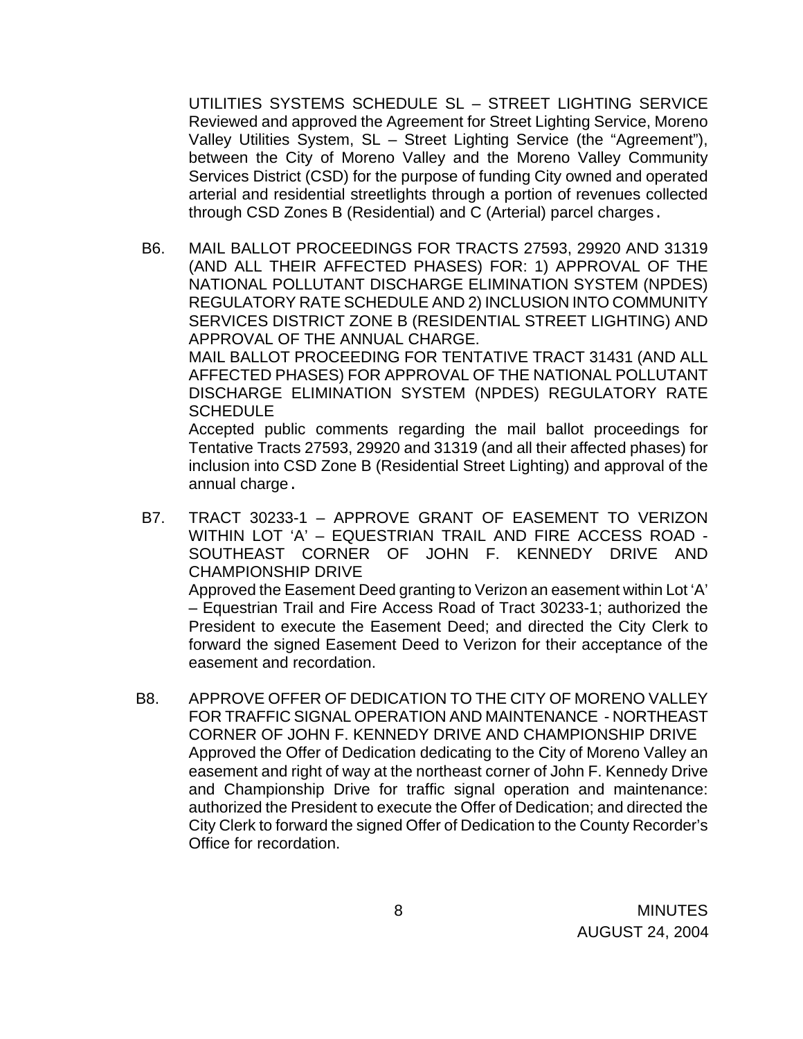UTILITIES SYSTEMS SCHEDULE SL – STREET LIGHTING SERVICE
Reviewed and approved the Agreement for Street Lighting Service, Moreno Valley Utilities System, SL – Street Lighting Service (the "Agreement"), between the City of Moreno Valley and the Moreno Valley Community Services District (CSD) for the purpose of funding City owned and operated arterial and residential streetlights through a portion of revenues collected through CSD Zones B (Residential) and C (Arterial) parcel charges.

B6. MAIL BALLOT PROCEEDINGS FOR TRACTS 27593, 29920 AND 31319 (AND ALL THEIR AFFECTED PHASES) FOR: 1) APPROVAL OF THE NATIONAL POLLUTANT DISCHARGE ELIMINATION SYSTEM (NPDES) REGULATORY RATE SCHEDULE AND 2) INCLUSION INTO COMMUNITY SERVICES DISTRICT ZONE B (RESIDENTIAL STREET LIGHTING) AND APPROVAL OF THE ANNUAL CHARGE.
MAIL BALLOT PROCEEDING FOR TENTATIVE TRACT 31431 (AND ALL AFFECTED PHASES) FOR APPROVAL OF THE NATIONAL POLLUTANT DISCHARGE ELIMINATION SYSTEM (NPDES) REGULATORY RATE SCHEDULE
Accepted public comments regarding the mail ballot proceedings for Tentative Tracts 27593, 29920 and 31319 (and all their affected phases) for inclusion into CSD Zone B (Residential Street Lighting) and approval of the annual charge.

B7. TRACT 30233-1 – APPROVE GRANT OF EASEMENT TO VERIZON WITHIN LOT 'A' – EQUESTRIAN TRAIL AND FIRE ACCESS ROAD - SOUTHEAST CORNER OF JOHN F. KENNEDY DRIVE AND CHAMPIONSHIP DRIVE
Approved the Easement Deed granting to Verizon an easement within Lot 'A' – Equestrian Trail and Fire Access Road of Tract 30233-1; authorized the President to execute the Easement Deed; and directed the City Clerk to forward the signed Easement Deed to Verizon for their acceptance of the easement and recordation.

B8. APPROVE OFFER OF DEDICATION TO THE CITY OF MORENO VALLEY FOR TRAFFIC SIGNAL OPERATION AND MAINTENANCE - NORTHEAST CORNER OF JOHN F. KENNEDY DRIVE AND CHAMPIONSHIP DRIVE
Approved the Offer of Dedication dedicating to the City of Moreno Valley an easement and right of way at the northeast corner of John F. Kennedy Drive and Championship Drive for traffic signal operation and maintenance: authorized the President to execute the Offer of Dedication; and directed the City Clerk to forward the signed Offer of Dedication to the County Recorder's Office for recordation.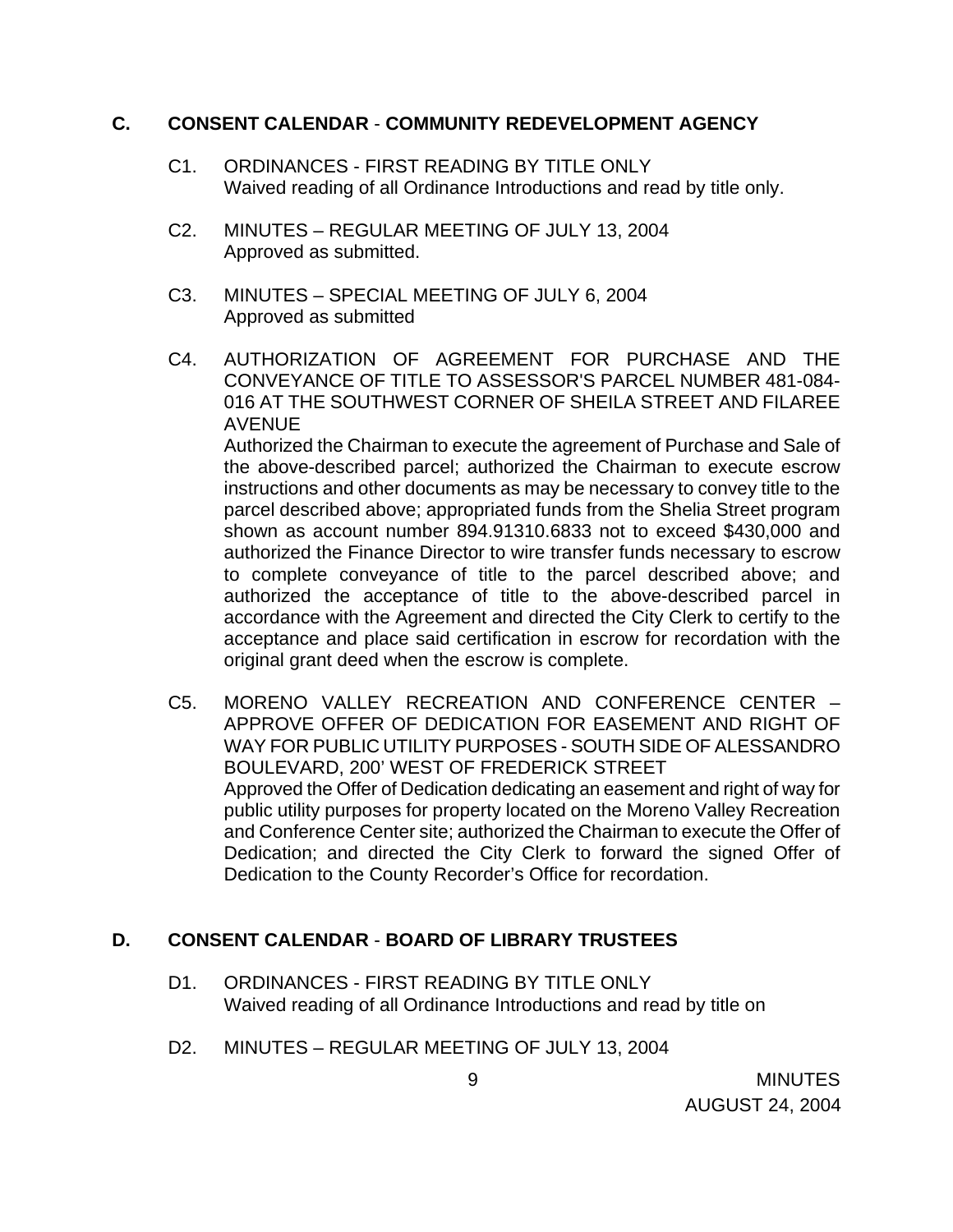## C. CONSENT CALENDAR - COMMUNITY REDEVELOPMENT AGENCY

C1. ORDINANCES - FIRST READING BY TITLE ONLY
Waived reading of all Ordinance Introductions and read by title only.

C2. MINUTES – REGULAR MEETING OF JULY 13, 2004
Approved as submitted.

C3. MINUTES – SPECIAL MEETING OF JULY 6, 2004
Approved as submitted

C4. AUTHORIZATION OF AGREEMENT FOR PURCHASE AND THE CONVEYANCE OF TITLE TO ASSESSOR'S PARCEL NUMBER 481-084-016 AT THE SOUTHWEST CORNER OF SHEILA STREET AND FILAREE AVENUE
Authorized the Chairman to execute the agreement of Purchase and Sale of the above-described parcel; authorized the Chairman to execute escrow instructions and other documents as may be necessary to convey title to the parcel described above; appropriated funds from the Shelia Street program shown as account number 894.91310.6833 not to exceed $430,000 and authorized the Finance Director to wire transfer funds necessary to escrow to complete conveyance of title to the parcel described above; and authorized the acceptance of title to the above-described parcel in accordance with the Agreement and directed the City Clerk to certify to the acceptance and place said certification in escrow for recordation with the original grant deed when the escrow is complete.

C5. MORENO VALLEY RECREATION AND CONFERENCE CENTER – APPROVE OFFER OF DEDICATION FOR EASEMENT AND RIGHT OF WAY FOR PUBLIC UTILITY PURPOSES - SOUTH SIDE OF ALESSANDRO BOULEVARD, 200' WEST OF FREDERICK STREET
Approved the Offer of Dedication dedicating an easement and right of way for public utility purposes for property located on the Moreno Valley Recreation and Conference Center site; authorized the Chairman to execute the Offer of Dedication; and directed the City Clerk to forward the signed Offer of Dedication to the County Recorder's Office for recordation.

## D. CONSENT CALENDAR - BOARD OF LIBRARY TRUSTEES

D1. ORDINANCES - FIRST READING BY TITLE ONLY
Waived reading of all Ordinance Introductions and read by title on

D2. MINUTES – REGULAR MEETING OF JULY 13, 2004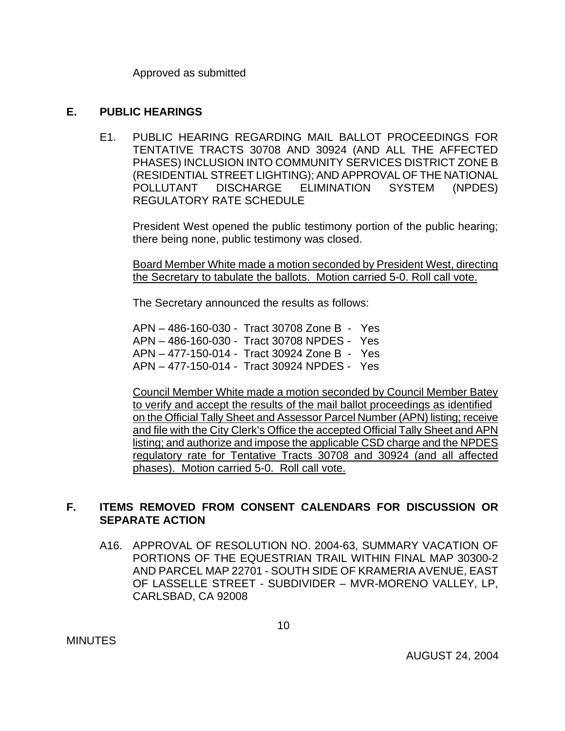Approved as submitted

## E. PUBLIC HEARINGS

E1. PUBLIC HEARING REGARDING MAIL BALLOT PROCEEDINGS FOR TENTATIVE TRACTS 30708 AND 30924 (AND ALL THE AFFECTED PHASES) INCLUSION INTO COMMUNITY SERVICES DISTRICT ZONE B (RESIDENTIAL STREET LIGHTING); AND APPROVAL OF THE NATIONAL POLLUTANT DISCHARGE ELIMINATION SYSTEM (NPDES) REGULATORY RATE SCHEDULE

President West opened the public testimony portion of the public hearing; there being none, public testimony was closed.

<u>Board Member White made a motion seconded by President West, directing the Secretary to tabulate the ballots. Motion carried 5-0. Roll call vote.</u>

The Secretary announced the results as follows:

APN – 486-160-030 - Tract 30708 Zone B - Yes
APN – 486-160-030 - Tract 30708 NPDES - Yes
APN – 477-150-014 - Tract 30924 Zone B - Yes
APN – 477-150-014 - Tract 30924 NPDES - Yes

<u>Council Member White made a motion seconded by Council Member Batey to verify and accept the results of the mail ballot proceedings as identified on the Official Tally Sheet and Assessor Parcel Number (APN) listing; receive and file with the City Clerk's Office the accepted Official Tally Sheet and APN listing; and authorize and impose the applicable CSD charge and the NPDES regulatory rate for Tentative Tracts 30708 and 30924 (and all affected phases). Motion carried 5-0. Roll call vote.</u>

## F. ITEMS REMOVED FROM CONSENT CALENDARS FOR DISCUSSION OR SEPARATE ACTION

A16. APPROVAL OF RESOLUTION NO. 2004-63, SUMMARY VACATION OF PORTIONS OF THE EQUESTRIAN TRAIL WITHIN FINAL MAP 30300-2 AND PARCEL MAP 22701 - SOUTH SIDE OF KRAMERIA AVENUE, EAST OF LASSELLE STREET - SUBDIVIDER – MVR-MORENO VALLEY, LP, CARLSBAD, CA 92008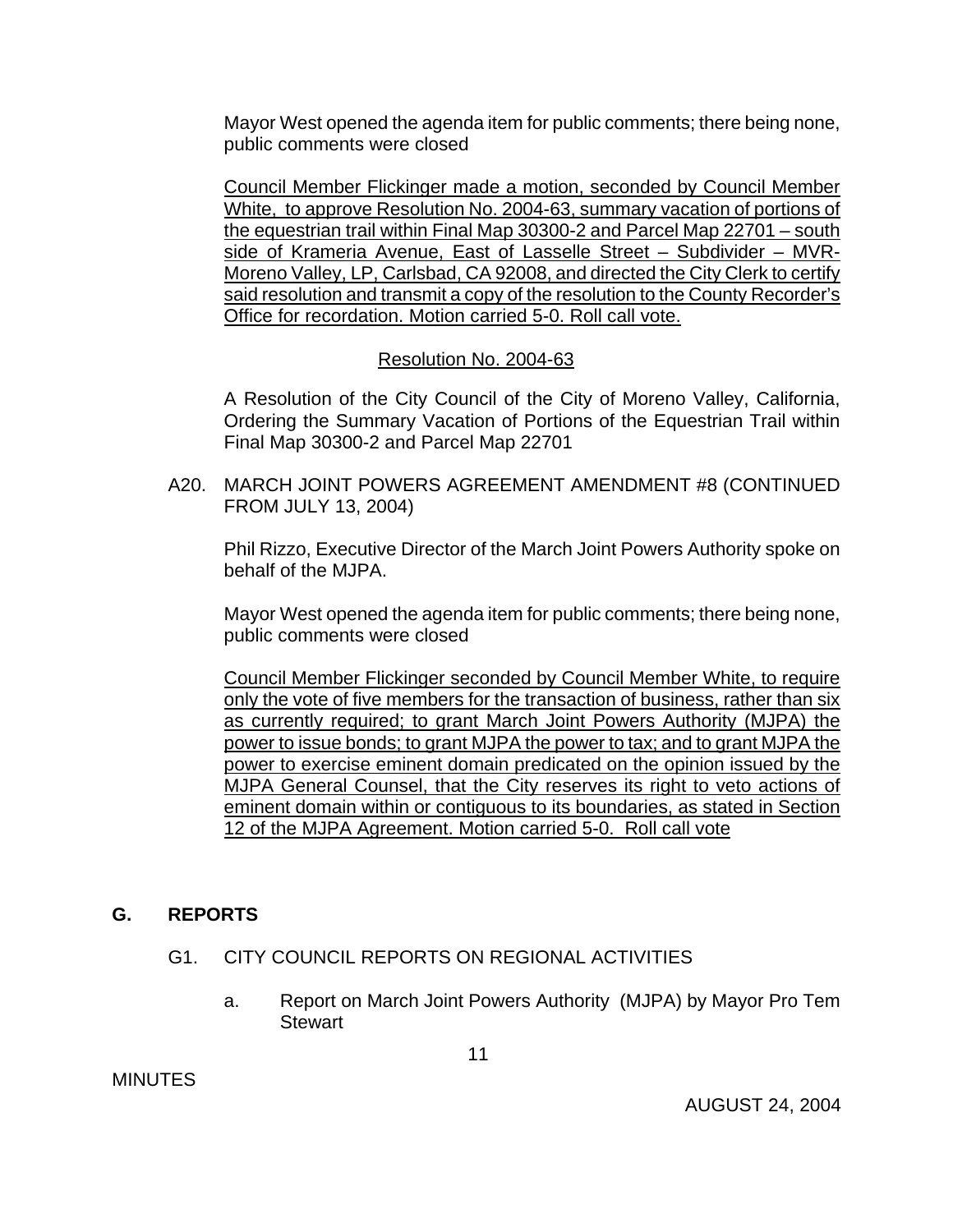Mayor West opened the agenda item for public comments; there being none, public comments were closed

Council Member Flickinger made a motion, seconded by Council Member White, to approve Resolution No. 2004-63, summary vacation of portions of the equestrian trail within Final Map 30300-2 and Parcel Map 22701 – south side of Krameria Avenue, East of Lasselle Street – Subdivider – MVR-Moreno Valley, LP, Carlsbad, CA 92008, and directed the City Clerk to certify said resolution and transmit a copy of the resolution to the County Recorder's Office for recordation. Motion carried 5-0. Roll call vote.

Resolution No. 2004-63

A Resolution of the City Council of the City of Moreno Valley, California, Ordering the Summary Vacation of Portions of the Equestrian Trail within Final Map 30300-2 and Parcel Map 22701

A20. MARCH JOINT POWERS AGREEMENT AMENDMENT #8 (CONTINUED FROM JULY 13, 2004)

Phil Rizzo, Executive Director of the March Joint Powers Authority spoke on behalf of the MJPA.

Mayor West opened the agenda item for public comments; there being none, public comments were closed

Council Member Flickinger seconded by Council Member White, to require only the vote of five members for the transaction of business, rather than six as currently required; to grant March Joint Powers Authority (MJPA) the power to issue bonds; to grant MJPA the power to tax; and to grant MJPA the power to exercise eminent domain predicated on the opinion issued by the MJPA General Counsel, that the City reserves its right to veto actions of eminent domain within or contiguous to its boundaries, as stated in Section 12 of the MJPA Agreement. Motion carried 5-0. Roll call vote

## G. REPORTS

G1. CITY COUNCIL REPORTS ON REGIONAL ACTIVITIES

a. Report on March Joint Powers Authority (MJPA) by Mayor Pro Tem Stewart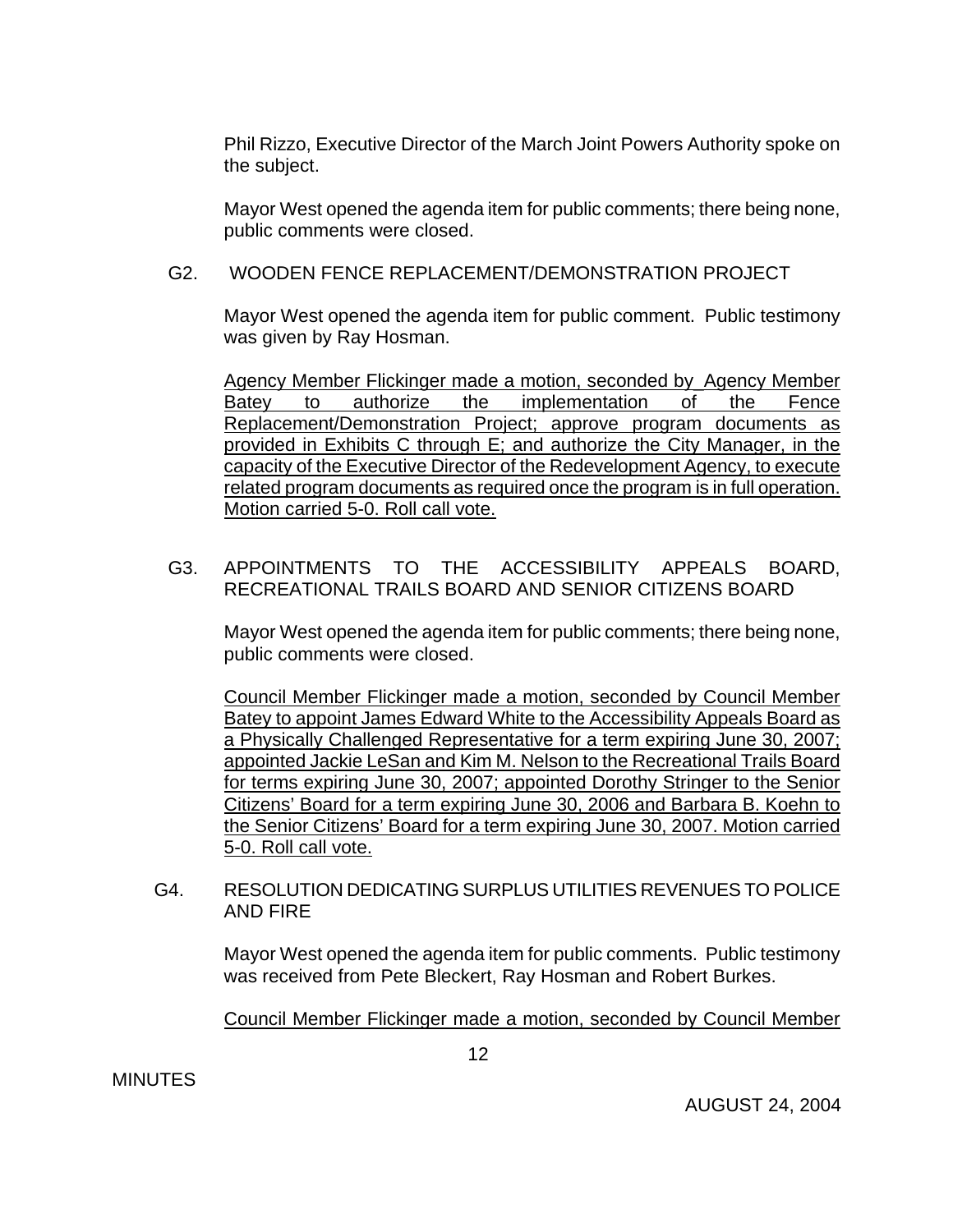Phil Rizzo, Executive Director of the March Joint Powers Authority spoke on the subject.

Mayor West opened the agenda item for public comments; there being none, public comments were closed.

G2. WOODEN FENCE REPLACEMENT/DEMONSTRATION PROJECT

Mayor West opened the agenda item for public comment. Public testimony was given by Ray Hosman.

<u>Agency Member Flickinger made a motion, seconded by Agency Member Batey to authorize the implementation of the Fence Replacement/Demonstration Project; approve program documents as provided in Exhibits C through E; and authorize the City Manager, in the capacity of the Executive Director of the Redevelopment Agency, to execute related program documents as required once the program is in full operation. Motion carried 5-0. Roll call vote.</u>

G3. APPOINTMENTS TO THE ACCESSIBILITY APPEALS BOARD, RECREATIONAL TRAILS BOARD AND SENIOR CITIZENS BOARD

Mayor West opened the agenda item for public comments; there being none, public comments were closed.

<u>Council Member Flickinger made a motion, seconded by Council Member Batey to appoint James Edward White to the Accessibility Appeals Board as a Physically Challenged Representative for a term expiring June 30, 2007; appointed Jackie LeSan and Kim M. Nelson to the Recreational Trails Board for terms expiring June 30, 2007; appointed Dorothy Stringer to the Senior Citizens' Board for a term expiring June 30, 2006 and Barbara B. Koehn to the Senior Citizens' Board for a term expiring June 30, 2007. Motion carried 5-0. Roll call vote.</u>

G4. RESOLUTION DEDICATING SURPLUS UTILITIES REVENUES TO POLICE AND FIRE

Mayor West opened the agenda item for public comments. Public testimony was received from Pete Bleckert, Ray Hosman and Robert Burkes.

<u>Council Member Flickinger made a motion, seconded by Council Member</u>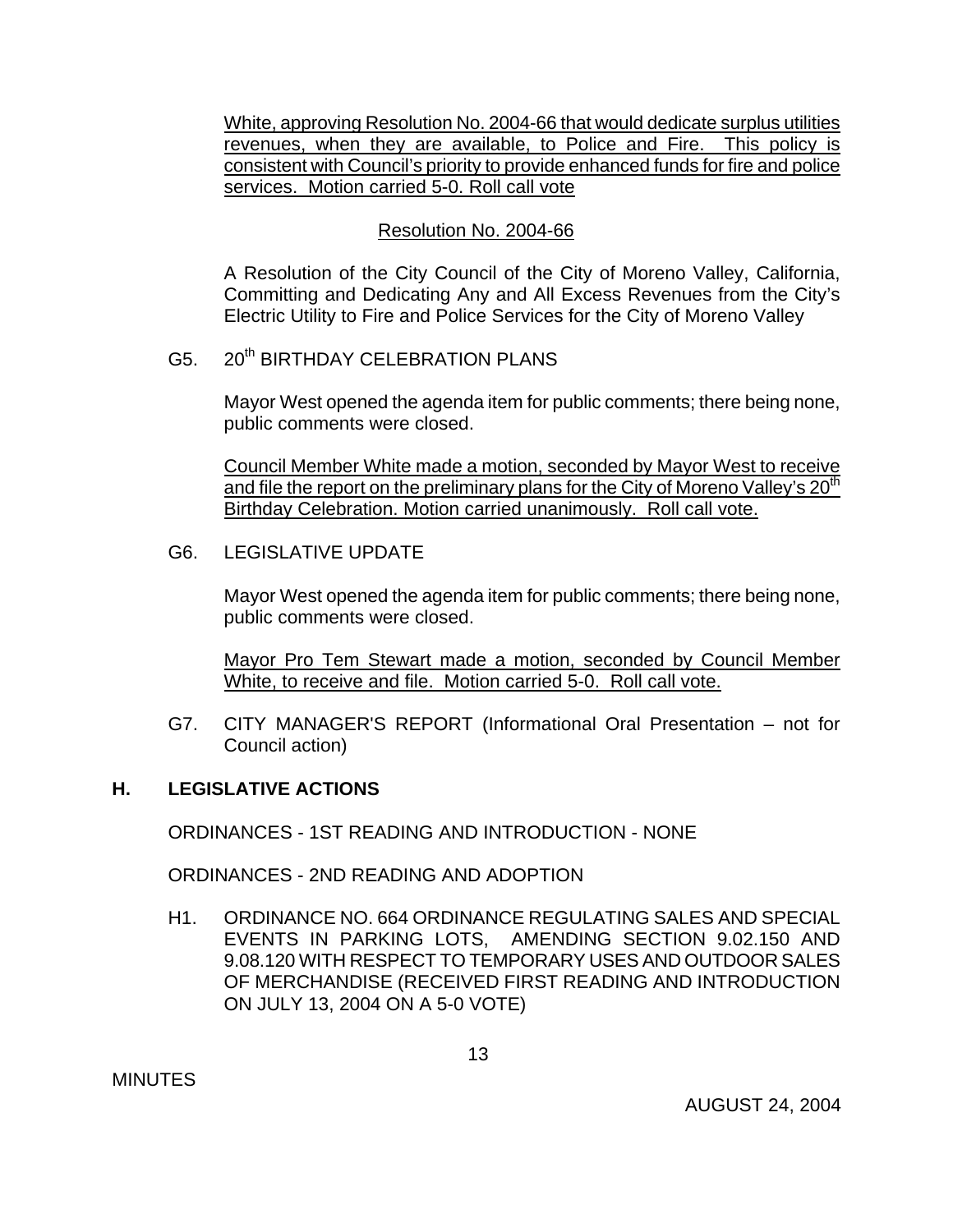White, approving Resolution No. 2004-66 that would dedicate surplus utilities revenues, when they are available, to Police and Fire. This policy is consistent with Council's priority to provide enhanced funds for fire and police services. Motion carried 5-0. Roll call vote

Resolution No. 2004-66

A Resolution of the City Council of the City of Moreno Valley, California, Committing and Dedicating Any and All Excess Revenues from the City's Electric Utility to Fire and Police Services for the City of Moreno Valley

G5. 20th BIRTHDAY CELEBRATION PLANS

Mayor West opened the agenda item for public comments; there being none, public comments were closed.

Council Member White made a motion, seconded by Mayor West to receive and file the report on the preliminary plans for the City of Moreno Valley's 20th Birthday Celebration. Motion carried unanimously. Roll call vote.

G6. LEGISLATIVE UPDATE

Mayor West opened the agenda item for public comments; there being none, public comments were closed.

Mayor Pro Tem Stewart made a motion, seconded by Council Member White, to receive and file. Motion carried 5-0. Roll call vote.

G7. CITY MANAGER'S REPORT (Informational Oral Presentation – not for Council action)

## H. LEGISLATIVE ACTIONS

ORDINANCES - 1ST READING AND INTRODUCTION - NONE

ORDINANCES - 2ND READING AND ADOPTION

H1. ORDINANCE NO. 664 ORDINANCE REGULATING SALES AND SPECIAL EVENTS IN PARKING LOTS, AMENDING SECTION 9.02.150 AND 9.08.120 WITH RESPECT TO TEMPORARY USES AND OUTDOOR SALES OF MERCHANDISE (RECEIVED FIRST READING AND INTRODUCTION ON JULY 13, 2004 ON A 5-0 VOTE)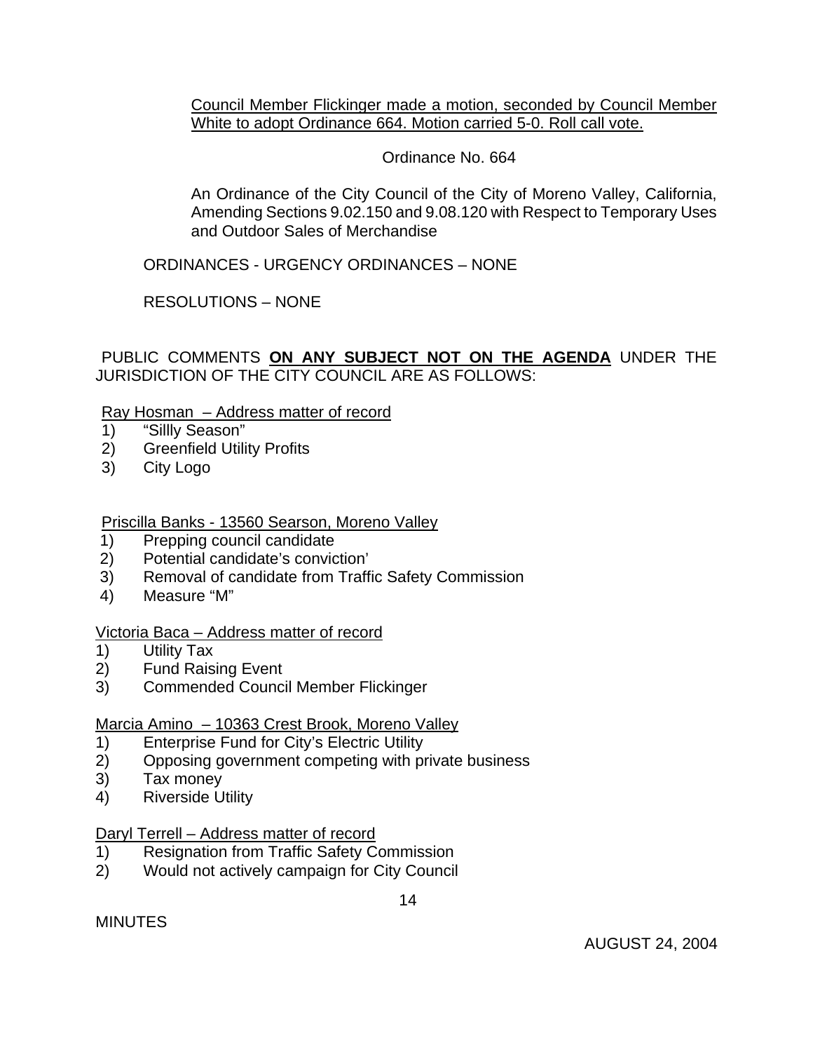Council Member Flickinger made a motion, seconded by Council Member White to adopt Ordinance 664. Motion carried 5-0. Roll call vote.

Ordinance No. 664

An Ordinance of the City Council of the City of Moreno Valley, California, Amending Sections 9.02.150 and 9.08.120 with Respect to Temporary Uses and Outdoor Sales of Merchandise

ORDINANCES - URGENCY ORDINANCES – NONE

RESOLUTIONS – NONE

PUBLIC COMMENTS **ON ANY SUBJECT NOT ON THE AGENDA** UNDER THE JURISDICTION OF THE CITY COUNCIL ARE AS FOLLOWS:

Ray Hosman – Address matter of record

1) "Sillly Season"
2) Greenfield Utility Profits
3) City Logo

Priscilla Banks - 13560 Searson, Moreno Valley

1) Prepping council candidate
2) Potential candidate's conviction'
3) Removal of candidate from Traffic Safety Commission
4) Measure "M"

Victoria Baca – Address matter of record

1) Utility Tax
2) Fund Raising Event
3) Commended Council Member Flickinger

Marcia Amino – 10363 Crest Brook, Moreno Valley

1) Enterprise Fund for City's Electric Utility
2) Opposing government competing with private business
3) Tax money
4) Riverside Utility

Daryl Terrell – Address matter of record

1) Resignation from Traffic Safety Commission
2) Would not actively campaign for City Council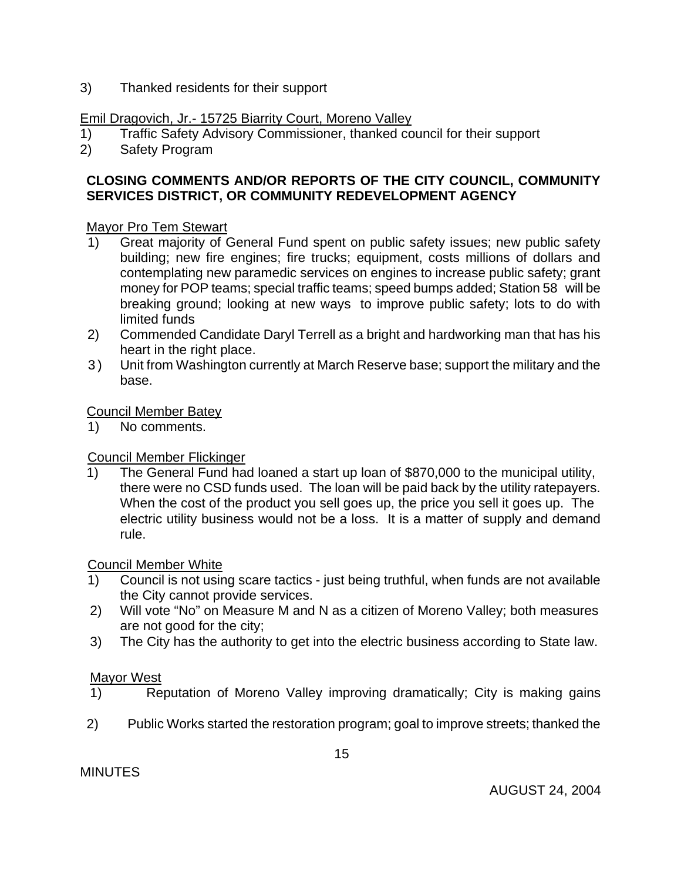3) Thanked residents for their support

Emil Dragovich, Jr.- 15725 Biarrity Court, Moreno Valley

1) Traffic Safety Advisory Commissioner, thanked council for their support
2) Safety Program

**CLOSING COMMENTS AND/OR REPORTS OF THE CITY COUNCIL, COMMUNITY SERVICES DISTRICT, OR COMMUNITY REDEVELOPMENT AGENCY**

Mayor Pro Tem Stewart

1) Great majority of General Fund spent on public safety issues; new public safety building; new fire engines; fire trucks; equipment, costs millions of dollars and contemplating new paramedic services on engines to increase public safety; grant money for POP teams; special traffic teams; speed bumps added; Station 58 will be breaking ground; looking at new ways to improve public safety; lots to do with limited funds
2) Commended Candidate Daryl Terrell as a bright and hardworking man that has his heart in the right place.
3) Unit from Washington currently at March Reserve base; support the military and the base.

Council Member Batey

1) No comments.

Council Member Flickinger

1) The General Fund had loaned a start up loan of $870,000 to the municipal utility, there were no CSD funds used. The loan will be paid back by the utility ratepayers. When the cost of the product you sell goes up, the price you sell it goes up. The electric utility business would not be a loss. It is a matter of supply and demand rule.

Council Member White

1) Council is not using scare tactics - just being truthful, when funds are not available the City cannot provide services.
2) Will vote "No" on Measure M and N as a citizen of Moreno Valley; both measures are not good for the city;
3) The City has the authority to get into the electric business according to State law.

Mayor West

1) Reputation of Moreno Valley improving dramatically; City is making gains
2) Public Works started the restoration program; goal to improve streets; thanked the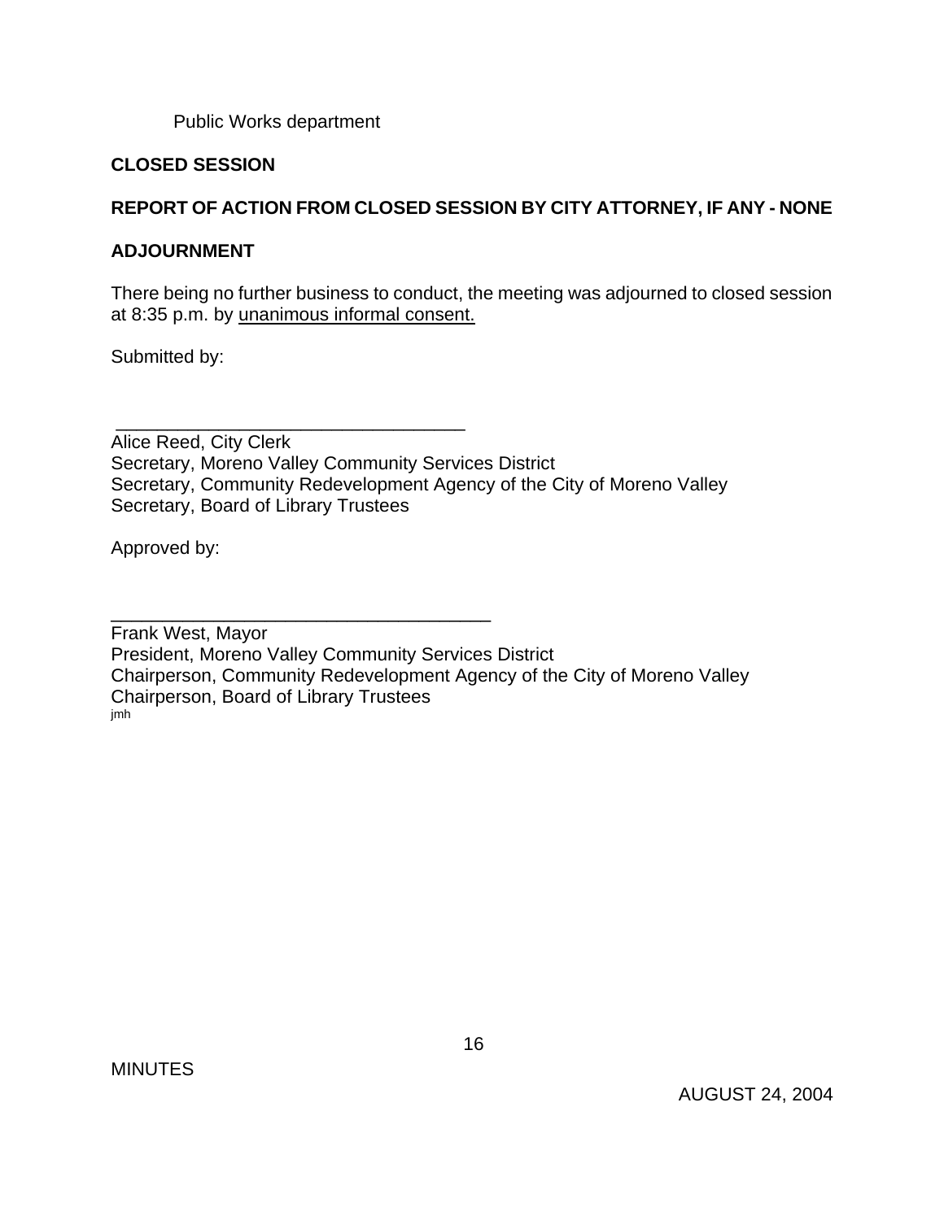Public Works department

**CLOSED SESSION**

**REPORT OF ACTION FROM CLOSED SESSION BY CITY ATTORNEY, IF ANY - NONE**

**ADJOURNMENT**

There being no further business to conduct, the meeting was adjourned to closed session at 8:35 p.m. by unanimous informal consent.

Submitted by:

\_\_\_\_\_\_\_\_\_\_\_\_\_\_\_\_\_\_\_\_\_\_\_\_\_\_\_\_\_\_\_\_\_\_\_\_
Alice Reed, City Clerk
Secretary, Moreno Valley Community Services District
Secretary, Community Redevelopment Agency of the City of Moreno Valley
Secretary, Board of Library Trustees

Approved by:

\_\_\_\_\_\_\_\_\_\_\_\_\_\_\_\_\_\_\_\_\_\_\_\_\_\_\_\_\_\_\_\_\_\_\_\_\_\_
Frank West, Mayor
President, Moreno Valley Community Services District
Chairperson, Community Redevelopment Agency of the City of Moreno Valley
Chairperson, Board of Library Trustees
jmh